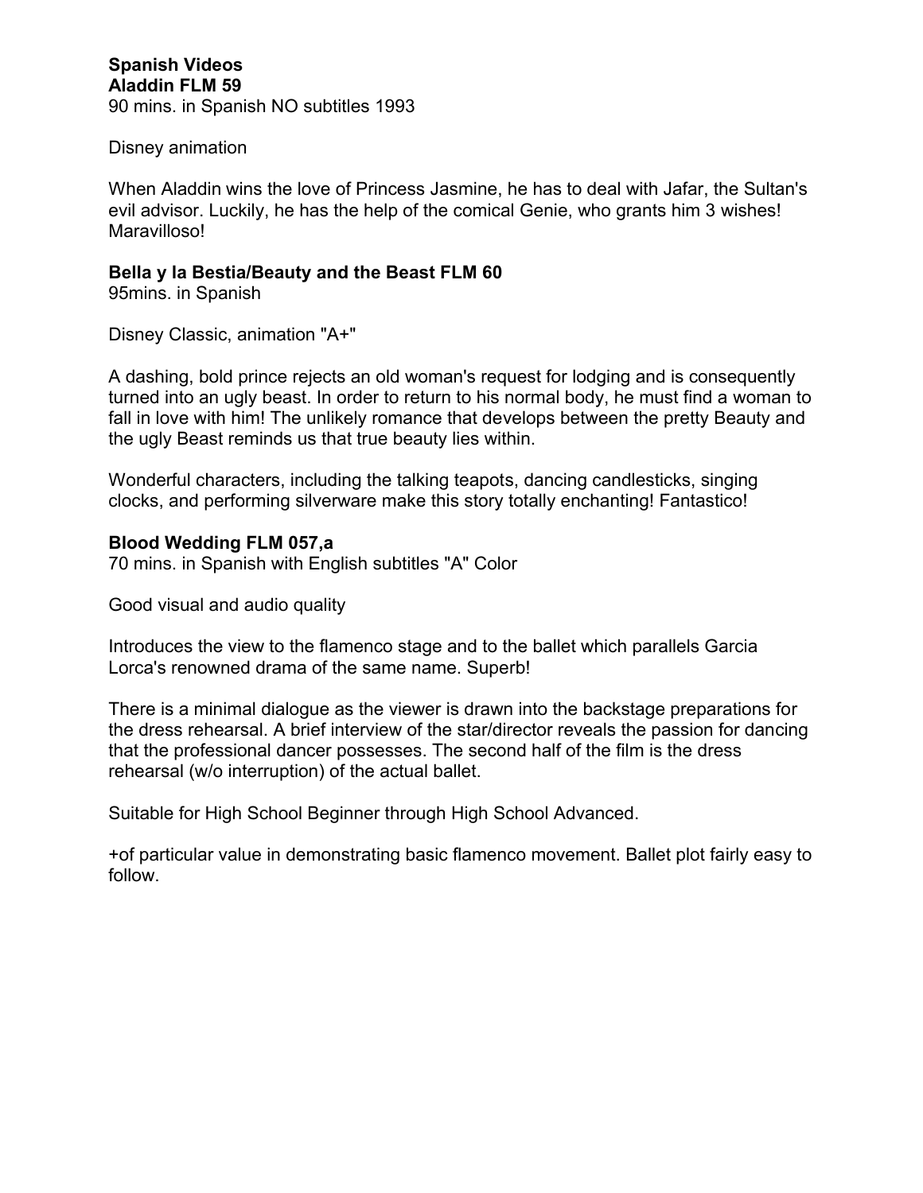**Spanish Videos**

**Aladdin FLM 59**
90 mins. in Spanish NO subtitles 1993

Disney animation

When Aladdin wins the love of Princess Jasmine, he has to deal with Jafar, the Sultan's evil advisor. Luckily, he has the help of the comical Genie, who grants him 3 wishes! Maravilloso!

**Bella y la Bestia/Beauty and the Beast FLM 60**
95mins. in Spanish

Disney Classic, animation "A+"

A dashing, bold prince rejects an old woman's request for lodging and is consequently turned into an ugly beast. In order to return to his normal body, he must find a woman to fall in love with him! The unlikely romance that develops between the pretty Beauty and the ugly Beast reminds us that true beauty lies within.

Wonderful characters, including the talking teapots, dancing candlesticks, singing clocks, and performing silverware make this story totally enchanting! Fantastico!

**Blood Wedding FLM 057,a**
70 mins. in Spanish with English subtitles "A" Color

Good visual and audio quality

Introduces the view to the flamenco stage and to the ballet which parallels Garcia Lorca's renowned drama of the same name. Superb!

There is a minimal dialogue as the viewer is drawn into the backstage preparations for the dress rehearsal. A brief interview of the star/director reveals the passion for dancing that the professional dancer possesses. The second half of the film is the dress rehearsal (w/o interruption) of the actual ballet.

Suitable for High School Beginner through High School Advanced.

+of particular value in demonstrating basic flamenco movement. Ballet plot fairly easy to follow.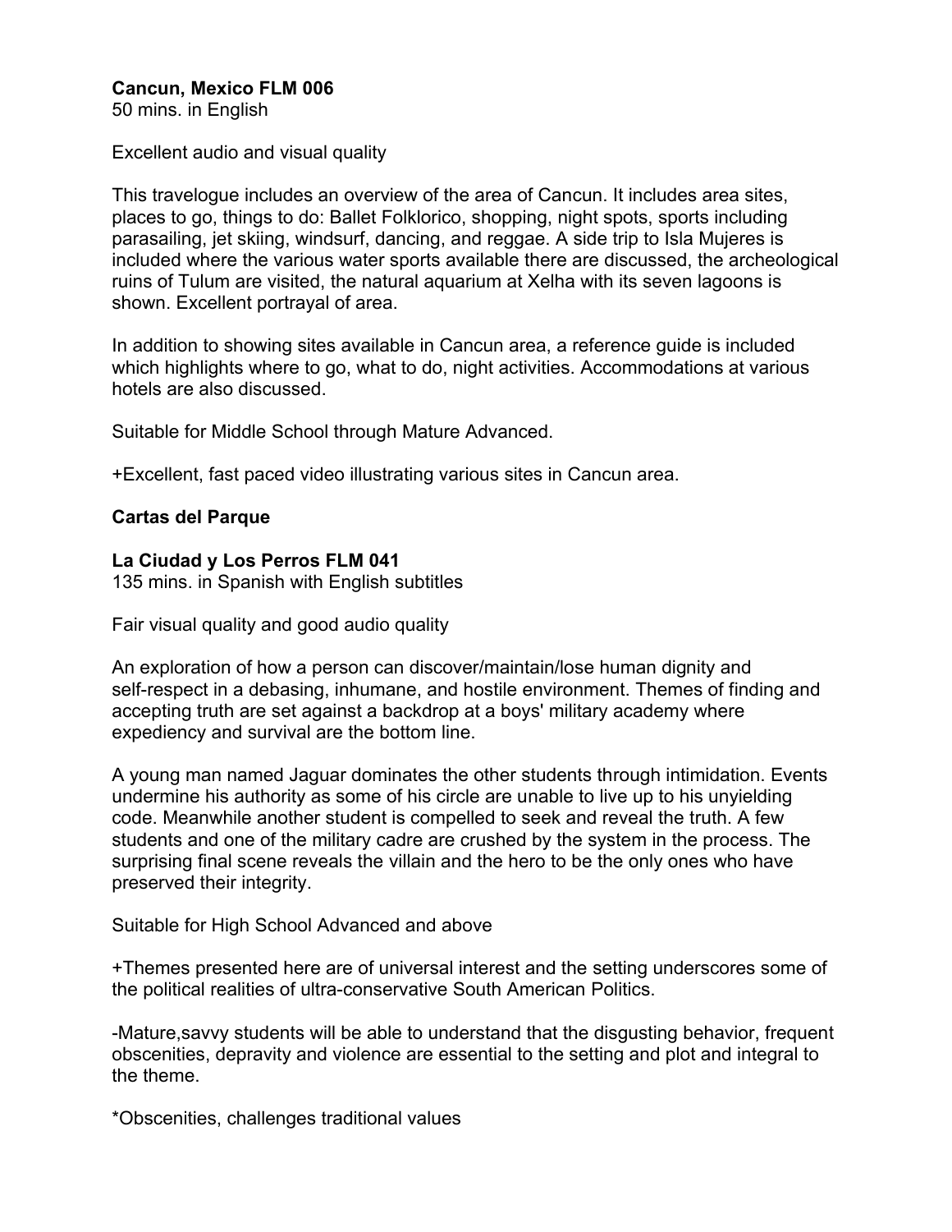**Cancun, Mexico FLM 006**
50 mins. in English

Excellent audio and visual quality

This travelogue includes an overview of the area of Cancun. It includes area sites, places to go, things to do: Ballet Folklorico, shopping, night spots, sports including parasailing, jet skiing, windsurf, dancing, and reggae. A side trip to Isla Mujeres is included where the various water sports available there are discussed, the archeological ruins of Tulum are visited, the natural aquarium at Xelha with its seven lagoons is shown. Excellent portrayal of area.

In addition to showing sites available in Cancun area, a reference guide is included which highlights where to go, what to do, night activities. Accommodations at various hotels are also discussed.

Suitable for Middle School through Mature Advanced.

+Excellent, fast paced video illustrating various sites in Cancun area.

**Cartas del Parque**

**La Ciudad y Los Perros FLM 041**
135 mins. in Spanish with English subtitles

Fair visual quality and good audio quality

An exploration of how a person can discover/maintain/lose human dignity and self-respect in a debasing, inhumane, and hostile environment. Themes of finding and accepting truth are set against a backdrop at a boys' military academy where expediency and survival are the bottom line.

A young man named Jaguar dominates the other students through intimidation. Events undermine his authority as some of his circle are unable to live up to his unyielding code. Meanwhile another student is compelled to seek and reveal the truth. A few students and one of the military cadre are crushed by the system in the process. The surprising final scene reveals the villain and the hero to be the only ones who have preserved their integrity.

Suitable for High School Advanced and above

+Themes presented here are of universal interest and the setting underscores some of the political realities of ultra-conservative South American Politics.

-Mature,savvy students will be able to understand that the disgusting behavior, frequent obscenities, depravity and violence are essential to the setting and plot and integral to the theme.

*Obscenities, challenges traditional values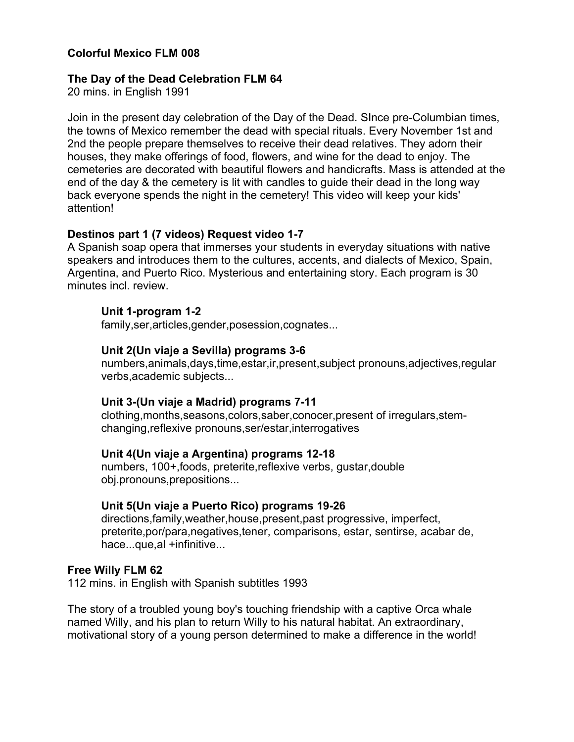**Colorful Mexico FLM 008**

**The Day of the Dead Celebration FLM 64**
20 mins. in English 1991

Join in the present day celebration of the Day of the Dead. SInce pre-Columbian times, the towns of Mexico remember the dead with special rituals. Every November 1st and 2nd the people prepare themselves to receive their dead relatives. They adorn their houses, they make offerings of food, flowers, and wine for the dead to enjoy. The cemeteries are decorated with beautiful flowers and handicrafts. Mass is attended at the end of the day & the cemetery is lit with candles to guide their dead in the long way back everyone spends the night in the cemetery! This video will keep your kids' attention!

**Destinos part 1 (7 videos) Request video 1-7**
A Spanish soap opera that immerses your students in everyday situations with native speakers and introduces them to the cultures, accents, and dialects of Mexico, Spain, Argentina, and Puerto Rico. Mysterious and entertaining story. Each program is 30 minutes incl. review.

> **Unit 1-program 1-2**
> family,ser,articles,gender,posession,cognates...
>
> **Unit 2(Un viaje a Sevilla) programs 3-6**
> numbers,animals,days,time,estar,ir,present,subject pronouns,adjectives,regular verbs,academic subjects...
>
> **Unit 3-(Un viaje a Madrid) programs 7-11**
> clothing,months,seasons,colors,saber,conocer,present of irregulars,stem-changing,reflexive pronouns,ser/estar,interrogatives
>
> **Unit 4(Un viaje a Argentina) programs 12-18**
> numbers, 100+,foods, preterite,reflexive verbs, gustar,double obj.pronouns,prepositions...
>
> **Unit 5(Un viaje a Puerto Rico) programs 19-26**
> directions,family,weather,house,present,past progressive, imperfect, preterite,por/para,negatives,tener, comparisons, estar, sentirse, acabar de, hace...que,al +infinitive...

**Free Willy FLM 62**
112 mins. in English with Spanish subtitles 1993

The story of a troubled young boy's touching friendship with a captive Orca whale named Willy, and his plan to return Willy to his natural habitat. An extraordinary, motivational story of a young person determined to make a difference in the world!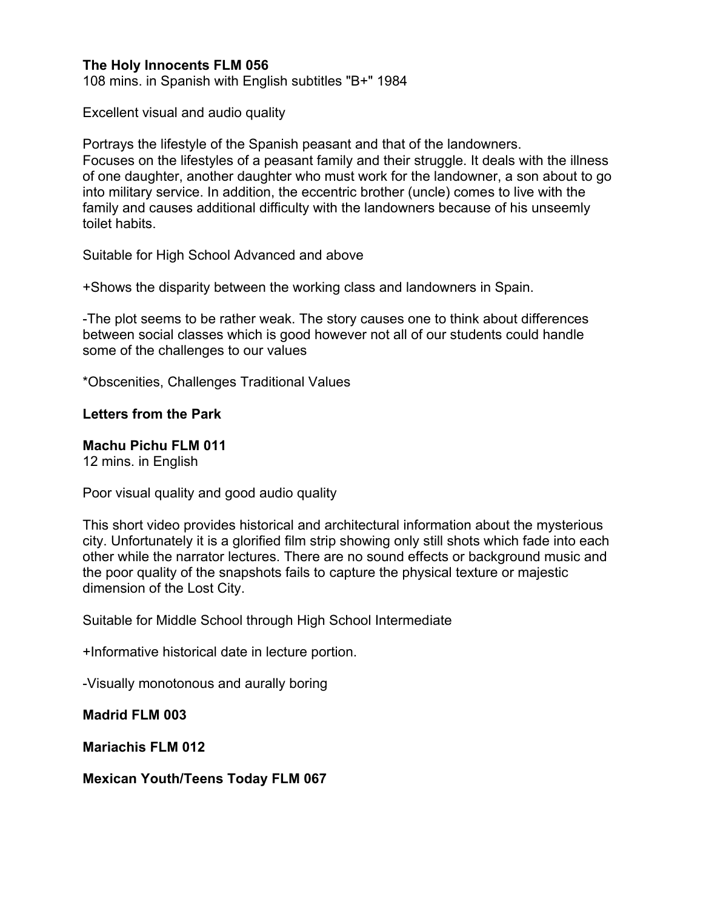**The Holy Innocents FLM 056**
108 mins. in Spanish with English subtitles "B+" 1984

Excellent visual and audio quality

Portrays the lifestyle of the Spanish peasant and that of the landowners.
Focuses on the lifestyles of a peasant family and their struggle. It deals with the illness of one daughter, another daughter who must work for the landowner, a son about to go into military service. In addition, the eccentric brother (uncle) comes to live with the family and causes additional difficulty with the landowners because of his unseemly toilet habits.

Suitable for High School Advanced and above

+Shows the disparity between the working class and landowners in Spain.

-The plot seems to be rather weak. The story causes one to think about differences between social classes which is good however not all of our students could handle some of the challenges to our values

*Obscenities, Challenges Traditional Values

**Letters from the Park**

**Machu Pichu FLM 011**
12 mins. in English

Poor visual quality and good audio quality

This short video provides historical and architectural information about the mysterious city. Unfortunately it is a glorified film strip showing only still shots which fade into each other while the narrator lectures. There are no sound effects or background music and the poor quality of the snapshots fails to capture the physical texture or majestic dimension of the Lost City.

Suitable for Middle School through High School Intermediate

+Informative historical date in lecture portion.

-Visually monotonous and aurally boring

**Madrid FLM 003**

**Mariachis FLM 012**

**Mexican Youth/Teens Today FLM 067**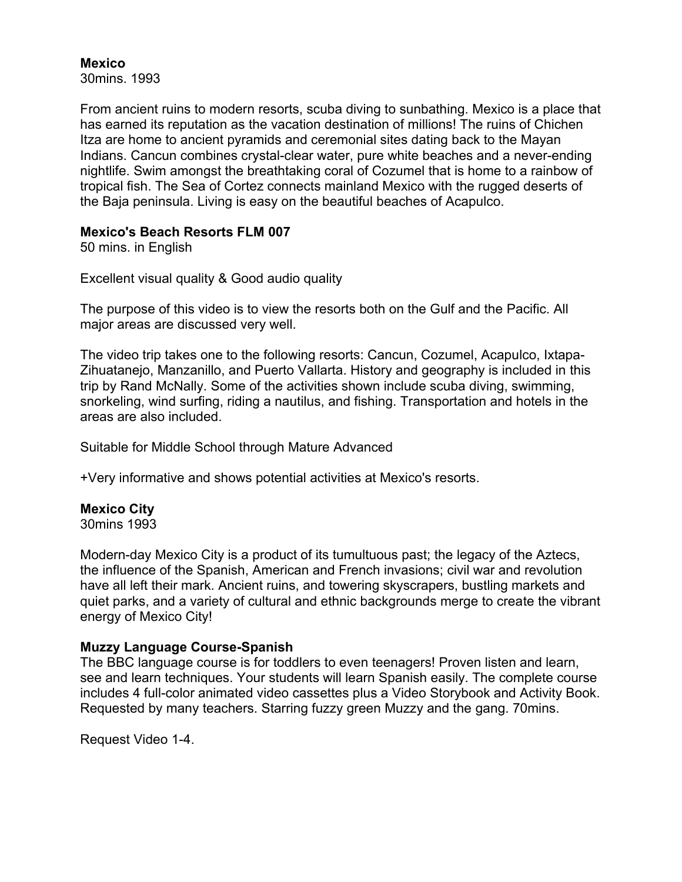**Mexico**
30mins. 1993

From ancient ruins to modern resorts, scuba diving to sunbathing. Mexico is a place that has earned its reputation as the vacation destination of millions! The ruins of Chichen Itza are home to ancient pyramids and ceremonial sites dating back to the Mayan Indians. Cancun combines crystal-clear water, pure white beaches and a never-ending nightlife. Swim amongst the breathtaking coral of Cozumel that is home to a rainbow of tropical fish. The Sea of Cortez connects mainland Mexico with the rugged deserts of the Baja peninsula. Living is easy on the beautiful beaches of Acapulco.

**Mexico's Beach Resorts FLM 007**
50 mins. in English

Excellent visual quality & Good audio quality

The purpose of this video is to view the resorts both on the Gulf and the Pacific. All major areas are discussed very well.

The video trip takes one to the following resorts: Cancun, Cozumel, Acapulco, Ixtapa-Zihuatanejo, Manzanillo, and Puerto Vallarta. History and geography is included in this trip by Rand McNally. Some of the activities shown include scuba diving, swimming, snorkeling, wind surfing, riding a nautilus, and fishing. Transportation and hotels in the areas are also included.

Suitable for Middle School through Mature Advanced

+Very informative and shows potential activities at Mexico's resorts.

**Mexico City**
30mins 1993

Modern-day Mexico City is a product of its tumultuous past; the legacy of the Aztecs, the influence of the Spanish, American and French invasions; civil war and revolution have all left their mark. Ancient ruins, and towering skyscrapers, bustling markets and quiet parks, and a variety of cultural and ethnic backgrounds merge to create the vibrant energy of Mexico City!

**Muzzy Language Course-Spanish**
The BBC language course is for toddlers to even teenagers! Proven listen and learn, see and learn techniques. Your students will learn Spanish easily. The complete course includes 4 full-color animated video cassettes plus a Video Storybook and Activity Book. Requested by many teachers. Starring fuzzy green Muzzy and the gang. 70mins.

Request Video 1-4.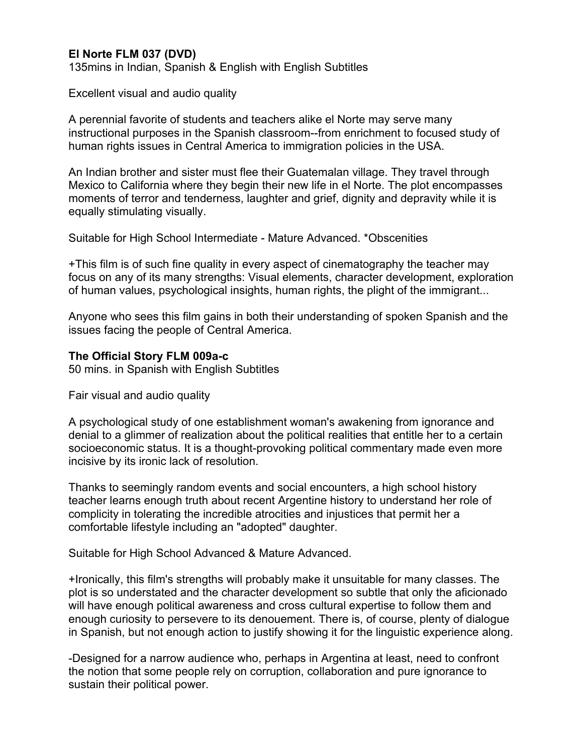**El Norte FLM 037 (DVD)**
135mins in Indian, Spanish & English with English Subtitles

Excellent visual and audio quality

A perennial favorite of students and teachers alike el Norte may serve many instructional purposes in the Spanish classroom--from enrichment to focused study of human rights issues in Central America to immigration policies in the USA.

An Indian brother and sister must flee their Guatemalan village. They travel through Mexico to California where they begin their new life in el Norte. The plot encompasses moments of terror and tenderness, laughter and grief, dignity and depravity while it is equally stimulating visually.

Suitable for High School Intermediate - Mature Advanced. *Obscenities

+This film is of such fine quality in every aspect of cinematography the teacher may focus on any of its many strengths: Visual elements, character development, exploration of human values, psychological insights, human rights, the plight of the immigrant...

Anyone who sees this film gains in both their understanding of spoken Spanish and the issues facing the people of Central America.

**The Official Story FLM 009a-c**
50 mins. in Spanish with English Subtitles

Fair visual and audio quality

A psychological study of one establishment woman's awakening from ignorance and denial to a glimmer of realization about the political realities that entitle her to a certain socioeconomic status. It is a thought-provoking political commentary made even more incisive by its ironic lack of resolution.

Thanks to seemingly random events and social encounters, a high school history teacher learns enough truth about recent Argentine history to understand her role of complicity in tolerating the incredible atrocities and injustices that permit her a comfortable lifestyle including an "adopted" daughter.

Suitable for High School Advanced & Mature Advanced.

+Ironically, this film's strengths will probably make it unsuitable for many classes. The plot is so understated and the character development so subtle that only the aficionado will have enough political awareness and cross cultural expertise to follow them and enough curiosity to persevere to its denouement. There is, of course, plenty of dialogue in Spanish, but not enough action to justify showing it for the linguistic experience along.

-Designed for a narrow audience who, perhaps in Argentina at least, need to confront the notion that some people rely on corruption, collaboration and pure ignorance to sustain their political power.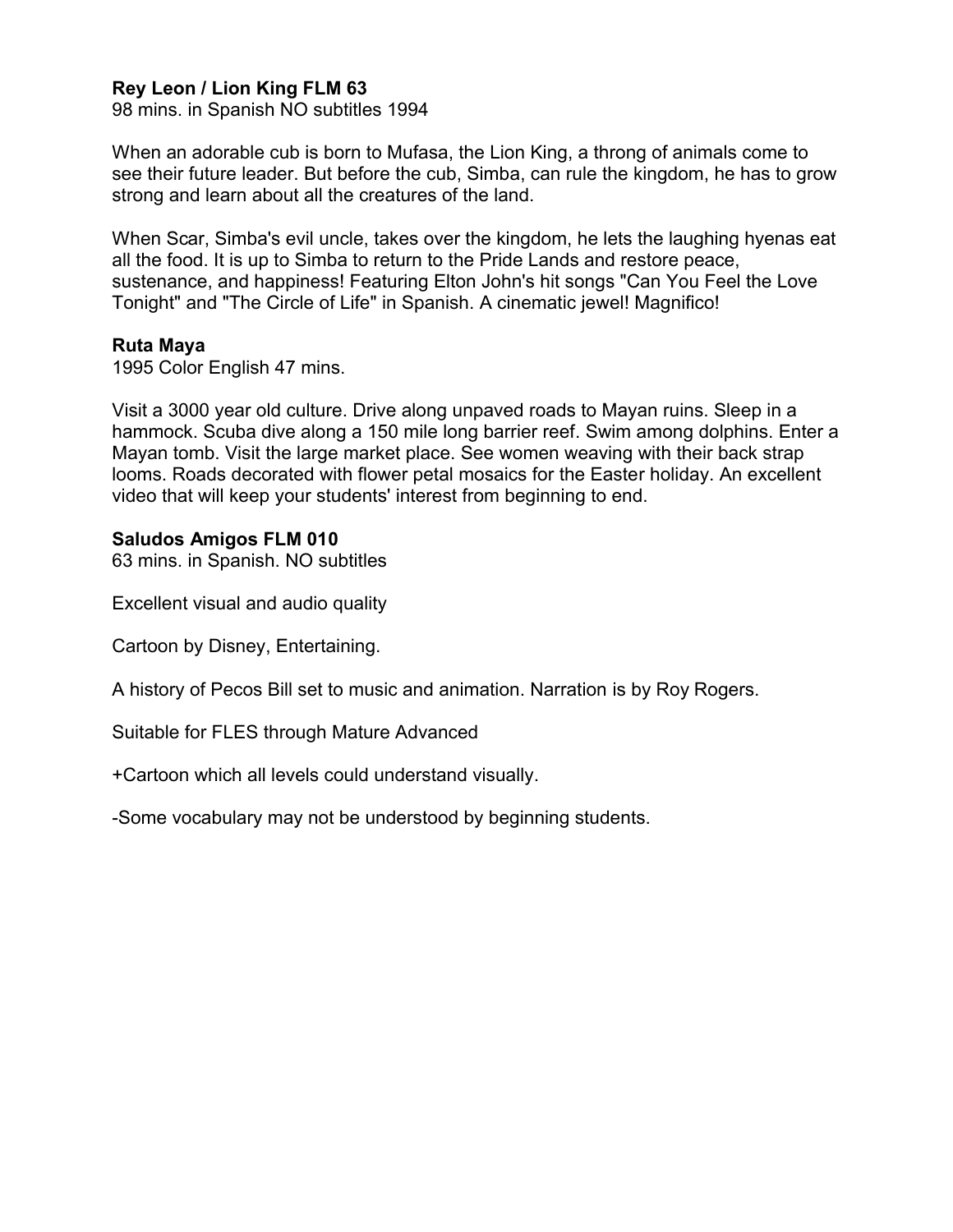**Rey Leon / Lion King FLM 63**
98 mins. in Spanish NO subtitles 1994

When an adorable cub is born to Mufasa, the Lion King, a throng of animals come to see their future leader. But before the cub, Simba, can rule the kingdom, he has to grow strong and learn about all the creatures of the land.

When Scar, Simba's evil uncle, takes over the kingdom, he lets the laughing hyenas eat all the food. It is up to Simba to return to the Pride Lands and restore peace, sustenance, and happiness! Featuring Elton John's hit songs "Can You Feel the Love Tonight" and "The Circle of Life" in Spanish. A cinematic jewel! Magnifico!

**Ruta Maya**
1995 Color English 47 mins.

Visit a 3000 year old culture. Drive along unpaved roads to Mayan ruins. Sleep in a hammock. Scuba dive along a 150 mile long barrier reef. Swim among dolphins. Enter a Mayan tomb. Visit the large market place. See women weaving with their back strap looms. Roads decorated with flower petal mosaics for the Easter holiday. An excellent video that will keep your students' interest from beginning to end.

**Saludos Amigos FLM 010**
63 mins. in Spanish. NO subtitles

Excellent visual and audio quality

Cartoon by Disney, Entertaining.

A history of Pecos Bill set to music and animation. Narration is by Roy Rogers.

Suitable for FLES through Mature Advanced

+Cartoon which all levels could understand visually.

-Some vocabulary may not be understood by beginning students.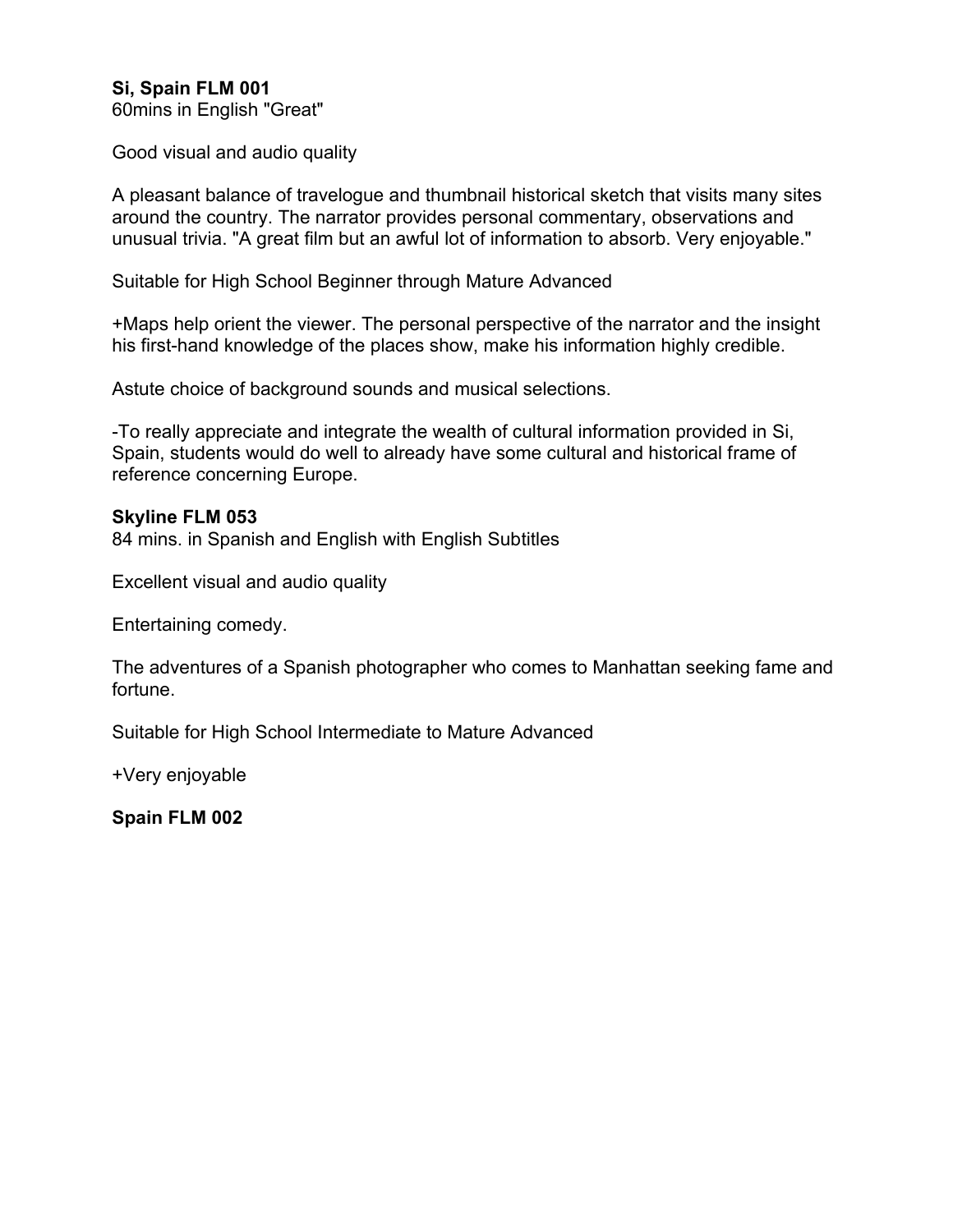**Si, Spain FLM 001**
60mins in English "Great"

Good visual and audio quality

A pleasant balance of travelogue and thumbnail historical sketch that visits many sites around the country. The narrator provides personal commentary, observations and unusual trivia. "A great film but an awful lot of information to absorb. Very enjoyable."

Suitable for High School Beginner through Mature Advanced

+Maps help orient the viewer. The personal perspective of the narrator and the insight his first-hand knowledge of the places show, make his information highly credible.

Astute choice of background sounds and musical selections.

-To really appreciate and integrate the wealth of cultural information provided in Si, Spain, students would do well to already have some cultural and historical frame of reference concerning Europe.

**Skyline FLM 053**
84 mins. in Spanish and English with English Subtitles

Excellent visual and audio quality

Entertaining comedy.

The adventures of a Spanish photographer who comes to Manhattan seeking fame and fortune.

Suitable for High School Intermediate to Mature Advanced

+Very enjoyable

**Spain FLM 002**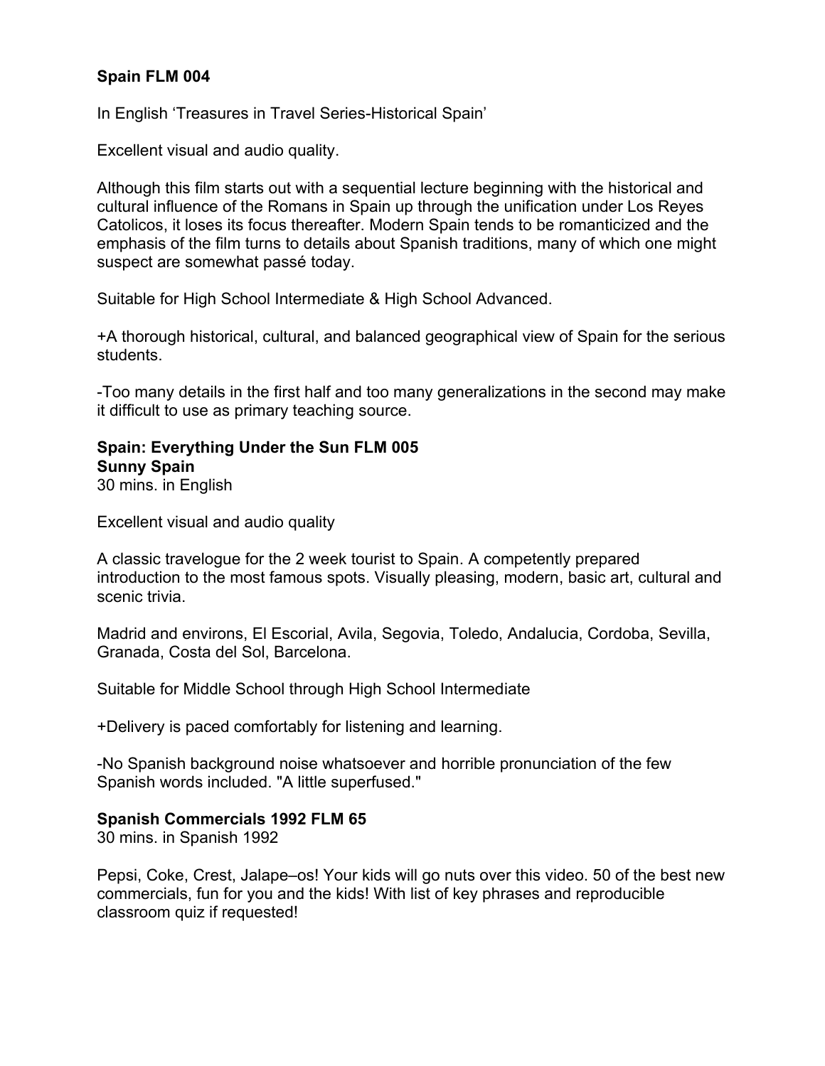**Spain FLM 004**

In English 'Treasures in Travel Series-Historical Spain'

Excellent visual and audio quality.

Although this film starts out with a sequential lecture beginning with the historical and cultural influence of the Romans in Spain up through the unification under Los Reyes Catolicos, it loses its focus thereafter. Modern Spain tends to be romanticized and the emphasis of the film turns to details about Spanish traditions, many of which one might suspect are somewhat passé today.

Suitable for High School Intermediate & High School Advanced.

+A thorough historical, cultural, and balanced geographical view of Spain for the serious students.

-Too many details in the first half and too many generalizations in the second may make it difficult to use as primary teaching source.

**Spain: Everything Under the Sun FLM 005**
**Sunny Spain**
30 mins. in English

Excellent visual and audio quality

A classic travelogue for the 2 week tourist to Spain. A competently prepared introduction to the most famous spots. Visually pleasing, modern, basic art, cultural and scenic trivia.

Madrid and environs, El Escorial, Avila, Segovia, Toledo, Andalucia, Cordoba, Sevilla, Granada, Costa del Sol, Barcelona.

Suitable for Middle School through High School Intermediate

+Delivery is paced comfortably for listening and learning.

-No Spanish background noise whatsoever and horrible pronunciation of the few Spanish words included. "A little superfused."

**Spanish Commercials 1992 FLM 65**
30 mins. in Spanish 1992

Pepsi, Coke, Crest, Jalape–os! Your kids will go nuts over this video. 50 of the best new commercials, fun for you and the kids! With list of key phrases and reproducible classroom quiz if requested!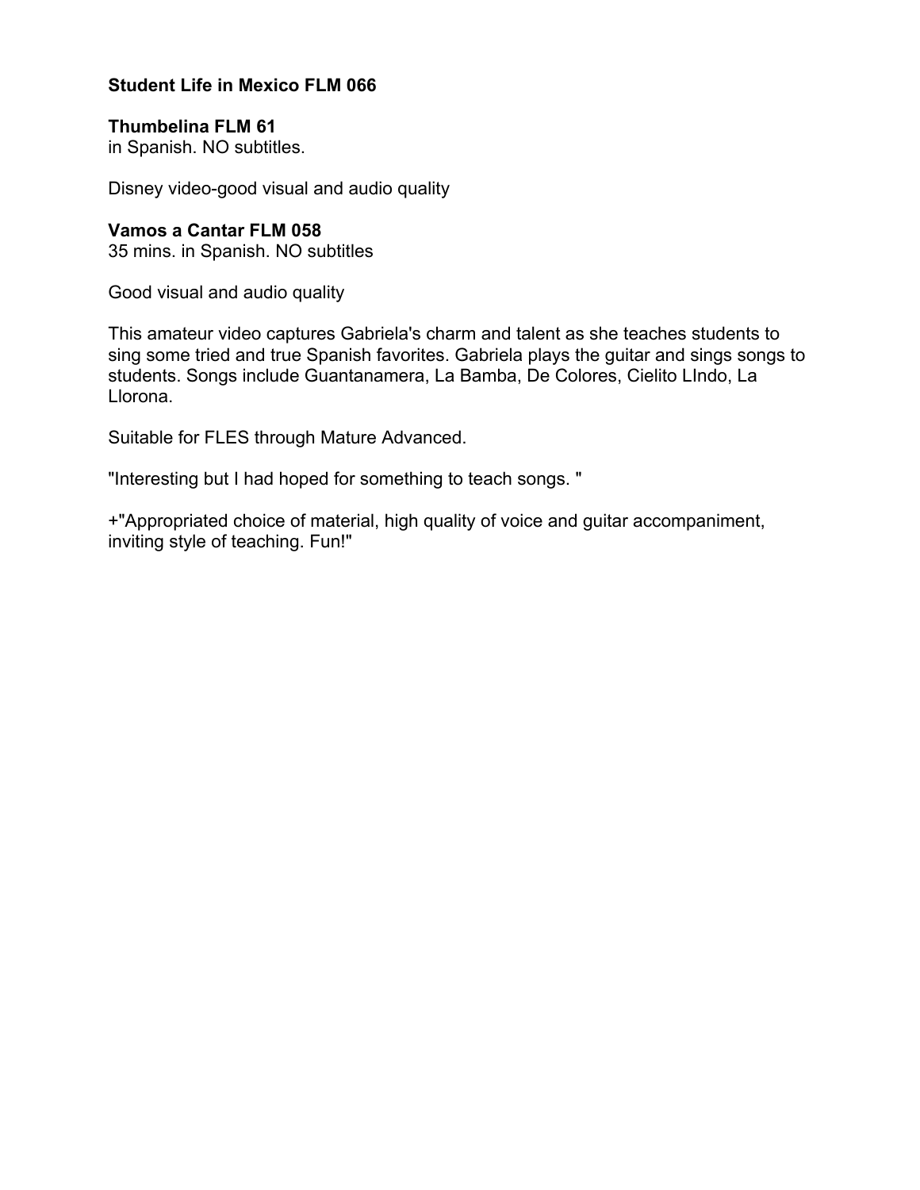**Student Life in Mexico FLM 066**

**Thumbelina FLM 61**
in Spanish. NO subtitles.

Disney video-good visual and audio quality

**Vamos a Cantar FLM 058**
35 mins. in Spanish. NO subtitles

Good visual and audio quality

This amateur video captures Gabriela's charm and talent as she teaches students to sing some tried and true Spanish favorites. Gabriela plays the guitar and sings songs to students. Songs include Guantanamera, La Bamba, De Colores, Cielito LIndo, La Llorona.

Suitable for FLES through Mature Advanced.

"Interesting but I had hoped for something to teach songs. "

+"Appropriated choice of material, high quality of voice and guitar accompaniment, inviting style of teaching. Fun!"